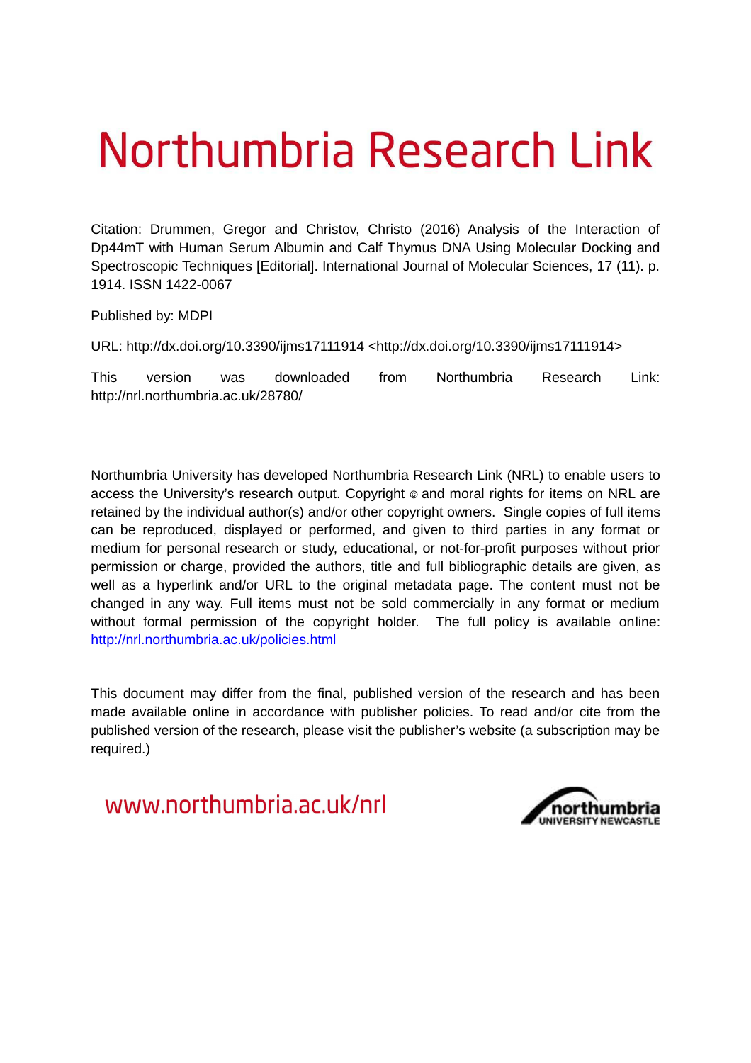# Northumbria Research Link

Citation: Drummen, Gregor and Christov, Christo (2016) Analysis of the Interaction of Dp44mT with Human Serum Albumin and Calf Thymus DNA Using Molecular Docking and Spectroscopic Techniques [Editorial]. International Journal of Molecular Sciences, 17 (11). p. 1914. ISSN 1422-0067

Published by: MDPI

URL: http://dx.doi.org/10.3390/ijms17111914 <http://dx.doi.org/10.3390/ijms17111914>

This version was downloaded from Northumbria Research Link: http://nrl.northumbria.ac.uk/28780/

Northumbria University has developed Northumbria Research Link (NRL) to enable users to access the University's research output. Copyright © and moral rights for items on NRL are retained by the individual author(s) and/or other copyright owners. Single copies of full items can be reproduced, displayed or performed, and given to third parties in any format or medium for personal research or study, educational, or not-for-profit purposes without prior permission or charge, provided the authors, title and full bibliographic details are given, as well as a hyperlink and/or URL to the original metadata page. The content must not be changed in any way. Full items must not be sold commercially in any format or medium without formal permission of the copyright holder. The full policy is available online: [http://nrl.northumbria.ac.uk/policies.html](http://nrl.northumbria.ac.uk/policies.html)

This document may differ from the final, published version of the research and has been made available online in accordance with publisher policies. To read and/or cite from the published version of the research, please visit the publisher's website (a subscription may be required.)

www.northumbria.ac.uk/nrl

northumbria UNIVERSITY NEWCASTLE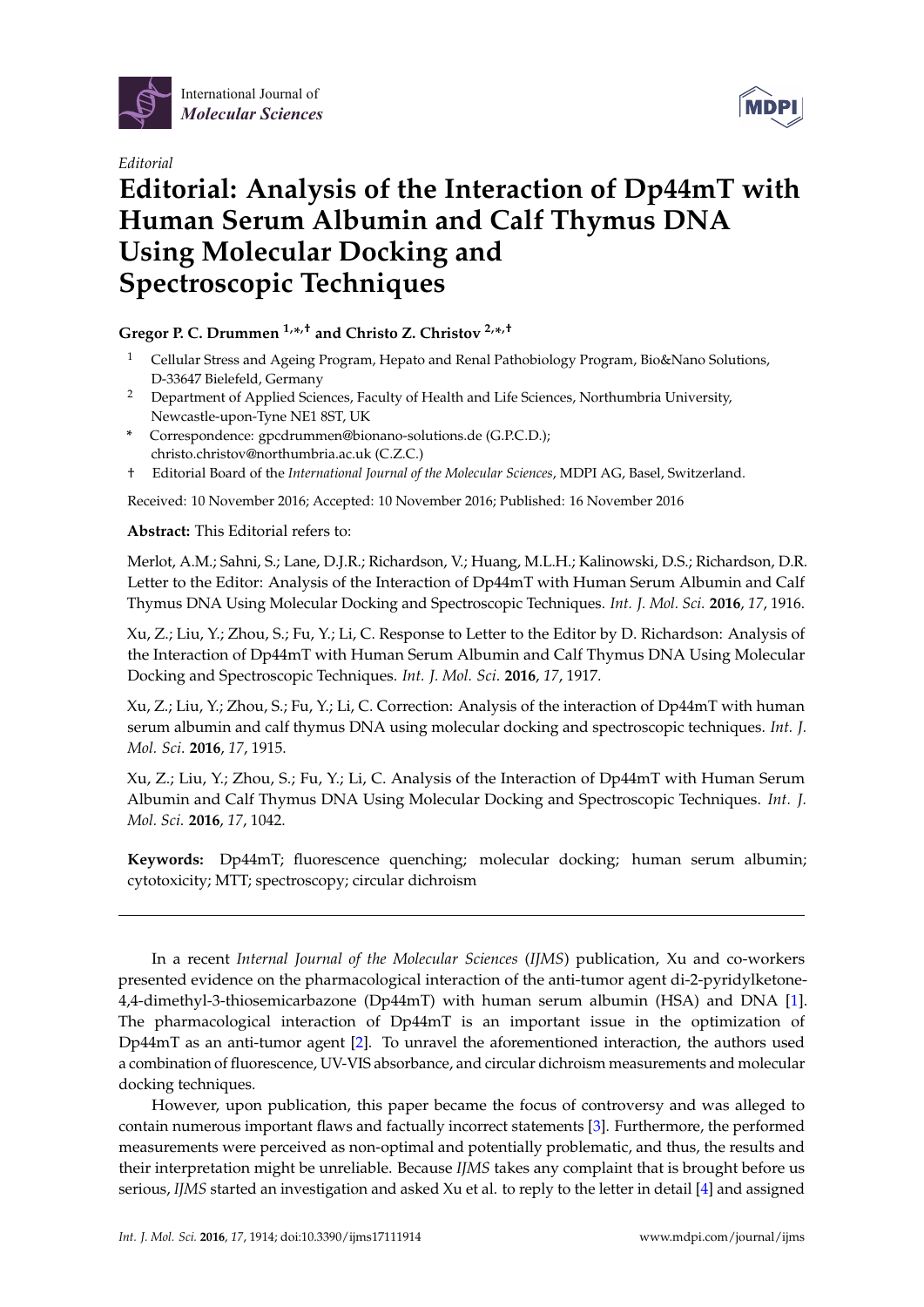International Journal of
*Molecular Sciences*

MDPI

*Editorial*

# Editorial: Analysis of the Interaction of Dp44mT with Human Serum Albumin and Calf Thymus DNA Using Molecular Docking and Spectroscopic Techniques

**Gregor P. C. Drummen [1,*,†] and Christo Z. Christov [2,*,†]**

[1] Cellular Stress and Ageing Program, Hepato and Renal Pathobiology Program, Bio&Nano Solutions, D-33647 Bielefeld, Germany

[2] Department of Applied Sciences, Faculty of Health and Life Sciences, Northumbria University, Newcastle-upon-Tyne NE1 8ST, UK

\* Correspondence: gpcdrummen@bionano-solutions.de (G.P.C.D.); christo.christov@northumbria.ac.uk (C.Z.C.)

† Editorial Board of the *International Journal of the Molecular Sciences*, MDPI AG, Basel, Switzerland.

Received: 10 November 2016; Accepted: 10 November 2016; Published: 16 November 2016

**Abstract:** This Editorial refers to:

Merlot, A.M.; Sahni, S.; Lane, D.J.R.; Richardson, V.; Huang, M.L.H.; Kalinowski, D.S.; Richardson, D.R. Letter to the Editor: Analysis of the Interaction of Dp44mT with Human Serum Albumin and Calf Thymus DNA Using Molecular Docking and Spectroscopic Techniques. *Int. J. Mol. Sci.* **2016**, *17*, 1916.

Xu, Z.; Liu, Y.; Zhou, S.; Fu, Y.; Li, C. Response to Letter to the Editor by D. Richardson: Analysis of the Interaction of Dp44mT with Human Serum Albumin and Calf Thymus DNA Using Molecular Docking and Spectroscopic Techniques. *Int. J. Mol. Sci.* **2016**, *17*, 1917.

Xu, Z.; Liu, Y.; Zhou, S.; Fu, Y.; Li, C. Correction: Analysis of the interaction of Dp44mT with human serum albumin and calf thymus DNA using molecular docking and spectroscopic techniques. *Int. J. Mol. Sci.* **2016**, *17*, 1915.

Xu, Z.; Liu, Y.; Zhou, S.; Fu, Y.; Li, C. Analysis of the Interaction of Dp44mT with Human Serum Albumin and Calf Thymus DNA Using Molecular Docking and Spectroscopic Techniques. *Int. J. Mol. Sci.* **2016**, *17*, 1042.

**Keywords:** Dp44mT; fluorescence quenching; molecular docking; human serum albumin; cytotoxicity; MTT; spectroscopy; circular dichroism

---

In a recent *Internal Journal of the Molecular Sciences* (*IJMS*) publication, Xu and co-workers presented evidence on the pharmacological interaction of the anti-tumor agent di-2-pyridylketone-4,4-dimethyl-3-thiosemicarbazone (Dp44mT) with human serum albumin (HSA) and DNA [1]. The pharmacological interaction of Dp44mT is an important issue in the optimization of Dp44mT as an anti-tumor agent [2]. To unravel the aforementioned interaction, the authors used a combination of fluorescence, UV-VIS absorbance, and circular dichroism measurements and molecular docking techniques.

However, upon publication, this paper became the focus of controversy and was alleged to contain numerous important flaws and factually incorrect statements [3]. Furthermore, the performed measurements were perceived as non-optimal and potentially problematic, and thus, the results and their interpretation might be unreliable. Because *IJMS* takes any complaint that is brought before us serious, *IJMS* started an investigation and asked Xu et al. to reply to the letter in detail [4] and assigned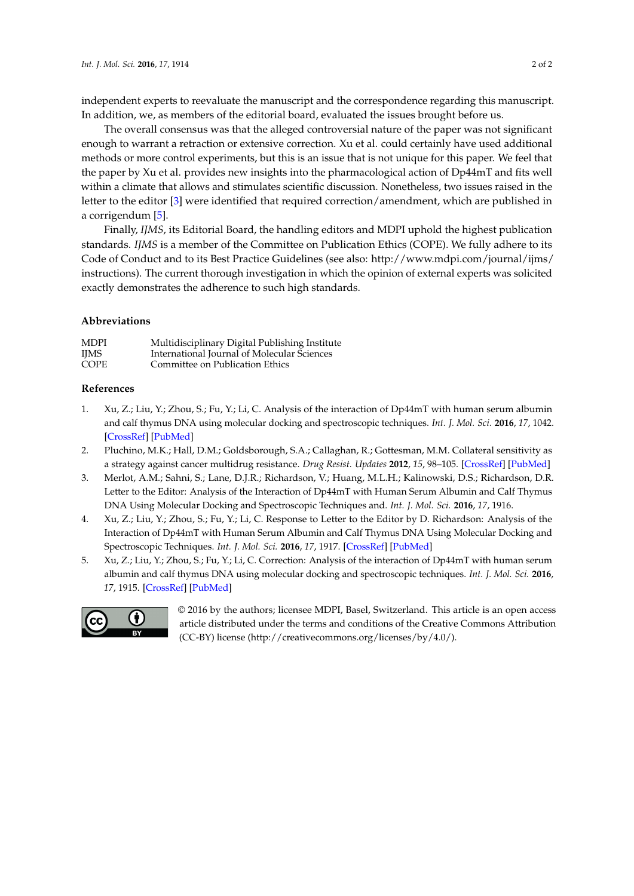independent experts to reevaluate the manuscript and the correspondence regarding this manuscript. In addition, we, as members of the editorial board, evaluated the issues brought before us.

The overall consensus was that the alleged controversial nature of the paper was not significant enough to warrant a retraction or extensive correction. Xu et al. could certainly have used additional methods or more control experiments, but this is an issue that is not unique for this paper. We feel that the paper by Xu et al. provides new insights into the pharmacological action of Dp44mT and fits well within a climate that allows and stimulates scientific discussion. Nonetheless, two issues raised in the letter to the editor [3] were identified that required correction/amendment, which are published in a corrigendum [5].

Finally, *IJMS*, its Editorial Board, the handling editors and MDPI uphold the highest publication standards. *IJMS* is a member of the Committee on Publication Ethics (COPE). We fully adhere to its Code of Conduct and to its Best Practice Guidelines (see also: http://www.mdpi.com/journal/ijms/instructions). The current thorough investigation in which the opinion of external experts was solicited exactly demonstrates the adherence to such high standards.

## Abbreviations

| | |
|---|---|
| MDPI | Multidisciplinary Digital Publishing Institute |
| IJMS | International Journal of Molecular Sciences |
| COPE | Committee on Publication Ethics |

## References

1. Xu, Z.; Liu, Y.; Zhou, S.; Fu, Y.; Li, C. Analysis of the interaction of Dp44mT with human serum albumin and calf thymus DNA using molecular docking and spectroscopic techniques. *Int. J. Mol. Sci.* **2016**, *17*, 1042. [CrossRef] [PubMed]
2. Pluchino, M.K.; Hall, D.M.; Goldsborough, S.A.; Callaghan, R.; Gottesman, M.M. Collateral sensitivity as a strategy against cancer multidrug resistance. *Drug Resist. Updates* **2012**, *15*, 98–105. [CrossRef] [PubMed]
3. Merlot, A.M.; Sahni, S.; Lane, D.J.R.; Richardson, V.; Huang, M.L.H.; Kalinowski, D.S.; Richardson, D.R. Letter to the Editor: Analysis of the Interaction of Dp44mT with Human Serum Albumin and Calf Thymus DNA Using Molecular Docking and Spectroscopic Techniques and. *Int. J. Mol. Sci.* **2016**, *17*, 1916.
4. Xu, Z.; Liu, Y.; Zhou, S.; Fu, Y.; Li, C. Response to Letter to the Editor by D. Richardson: Analysis of the Interaction of Dp44mT with Human Serum Albumin and Calf Thymus DNA Using Molecular Docking and Spectroscopic Techniques. *Int. J. Mol. Sci.* **2016**, *17*, 1917. [CrossRef] [PubMed]
5. Xu, Z.; Liu, Y.; Zhou, S.; Fu, Y.; Li, C. Correction: Analysis of the interaction of Dp44mT with human serum albumin and calf thymus DNA using molecular docking and spectroscopic techniques. *Int. J. Mol. Sci.* **2016**, *17*, 1915. [CrossRef] [PubMed]

© 2016 by the authors; licensee MDPI, Basel, Switzerland. This article is an open access article distributed under the terms and conditions of the Creative Commons Attribution (CC-BY) license (http://creativecommons.org/licenses/by/4.0/).